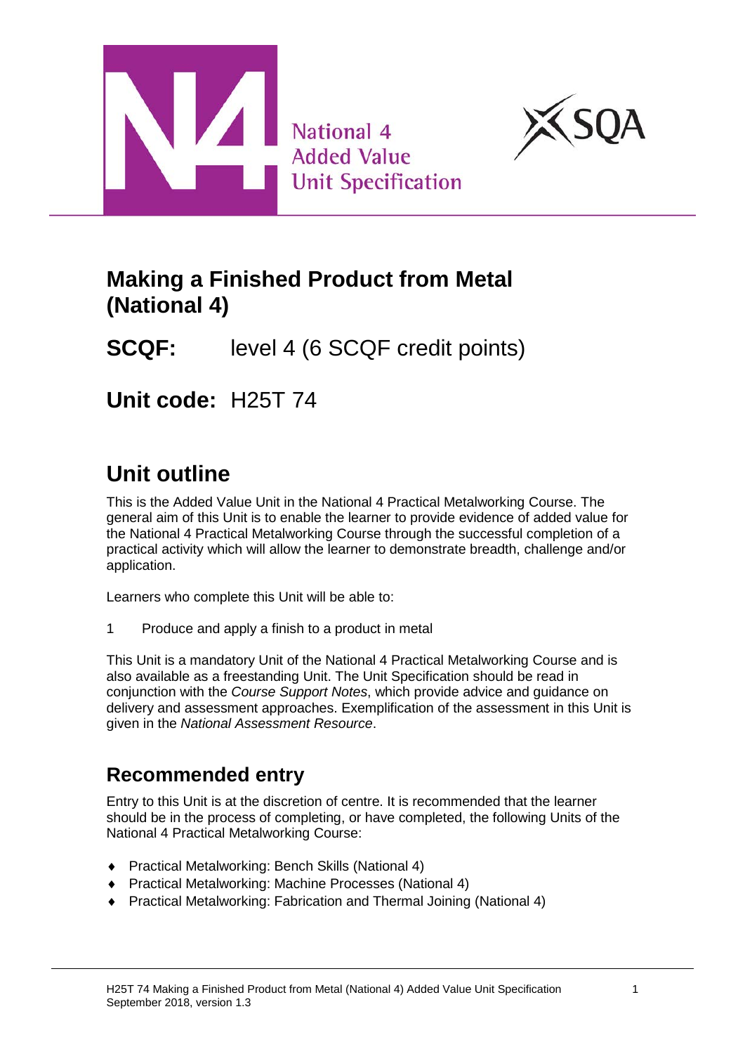National 4
Added Value
Unit Specification

# Making a Finished Product from Metal (National 4)

## SCQF: level 4 (6 SCQF credit points)

## Unit code: H25T 74

# Unit outline

This is the Added Value Unit in the National 4 Practical Metalworking Course. The general aim of this Unit is to enable the learner to provide evidence of added value for the National 4 Practical Metalworking Course through the successful completion of a practical activity which will allow the learner to demonstrate breadth, challenge and/or application.

Learners who complete this Unit will be able to:

1 Produce and apply a finish to a product in metal

This Unit is a mandatory Unit of the National 4 Practical Metalworking Course and is also available as a freestanding Unit. The Unit Specification should be read in conjunction with the *Course Support Notes*, which provide advice and guidance on delivery and assessment approaches. Exemplification of the assessment in this Unit is given in the *National Assessment Resource*.

## Recommended entry

Entry to this Unit is at the discretion of centre. It is recommended that the learner should be in the process of completing, or have completed, the following Units of the National 4 Practical Metalworking Course:

- Practical Metalworking: Bench Skills (National 4)
- Practical Metalworking: Machine Processes (National 4)
- Practical Metalworking: Fabrication and Thermal Joining (National 4)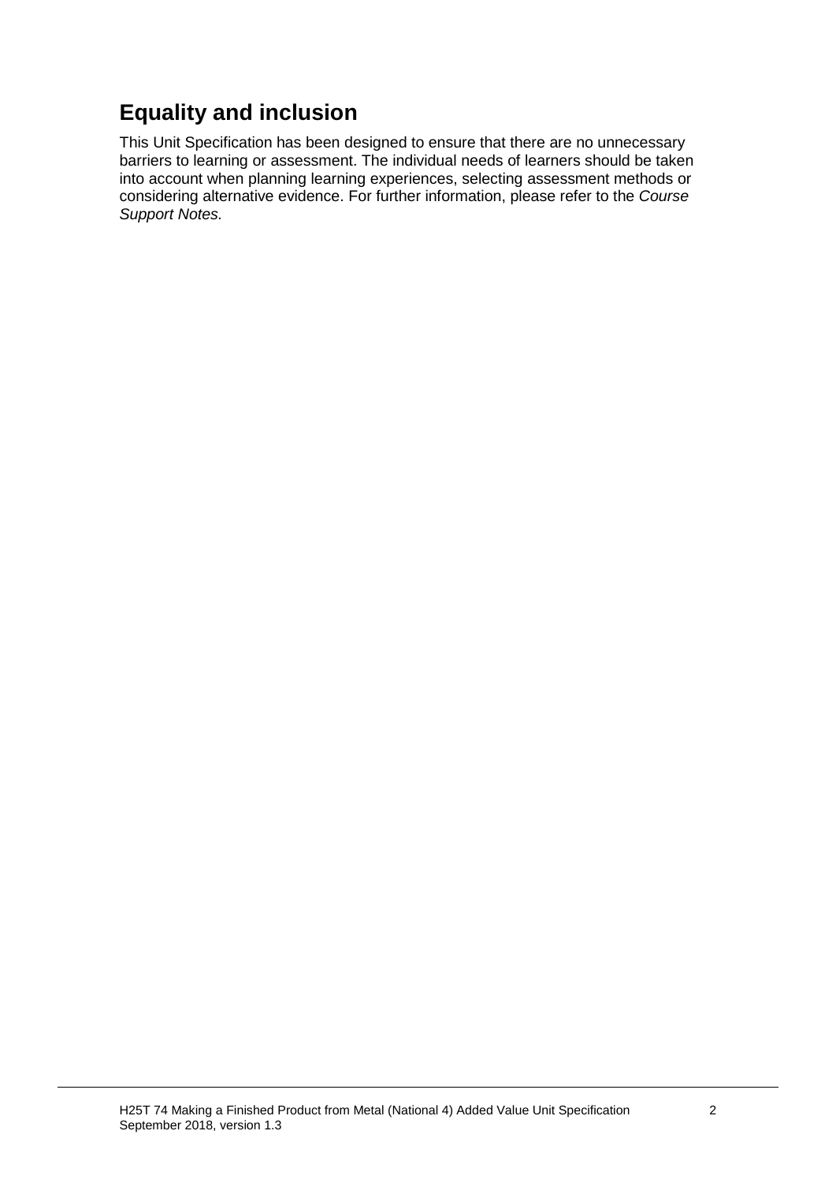## Equality and inclusion

This Unit Specification has been designed to ensure that there are no unnecessary barriers to learning or assessment. The individual needs of learners should be taken into account when planning learning experiences, selecting assessment methods or considering alternative evidence. For further information, please refer to the *Course Support Notes.*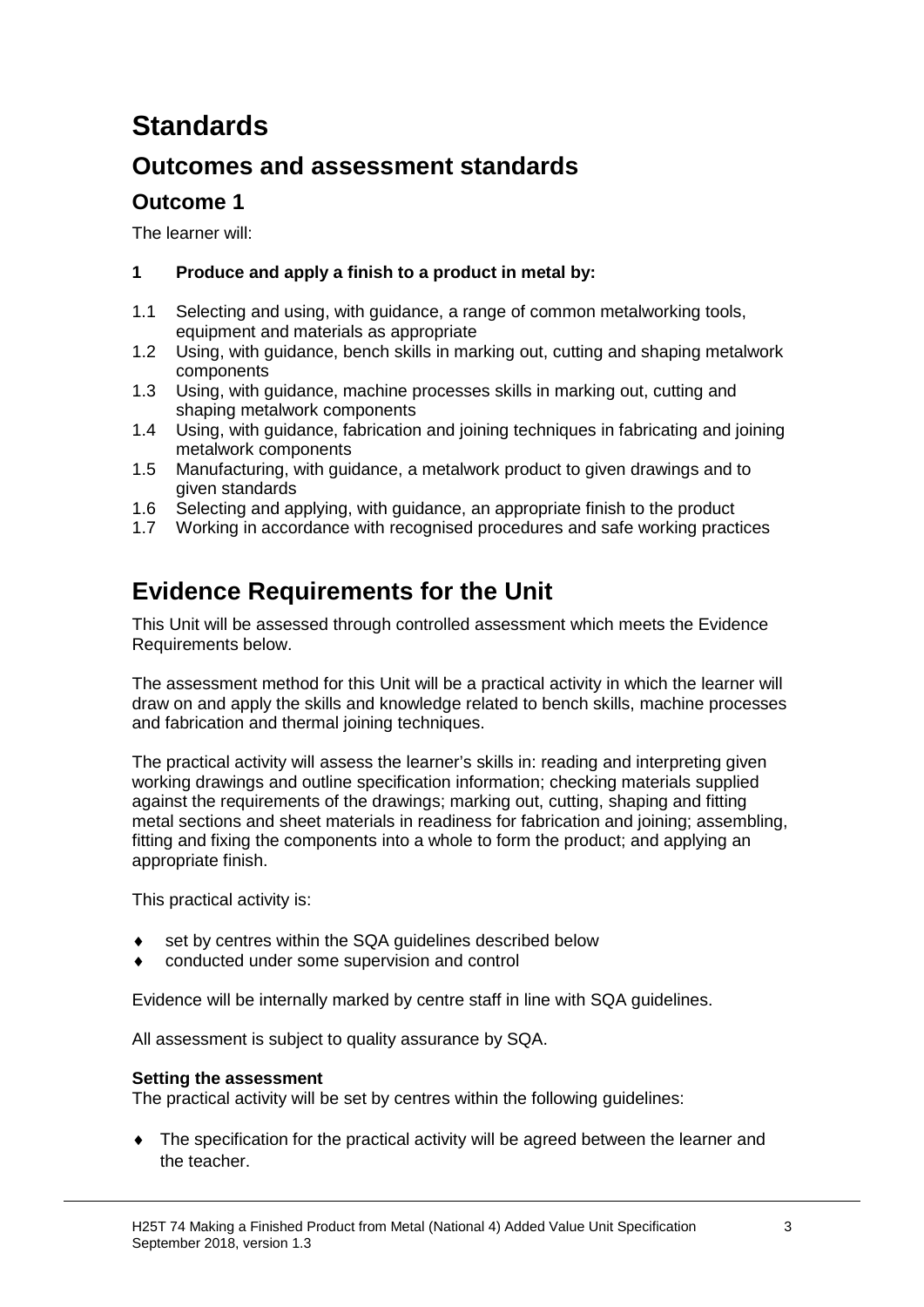# Standards

## Outcomes and assessment standards

### Outcome 1

The learner will:

**1 Produce and apply a finish to a product in metal by:**

1.1 Selecting and using, with guidance, a range of common metalworking tools, equipment and materials as appropriate
1.2 Using, with guidance, bench skills in marking out, cutting and shaping metalwork components
1.3 Using, with guidance, machine processes skills in marking out, cutting and shaping metalwork components
1.4 Using, with guidance, fabrication and joining techniques in fabricating and joining metalwork components
1.5 Manufacturing, with guidance, a metalwork product to given drawings and to given standards
1.6 Selecting and applying, with guidance, an appropriate finish to the product
1.7 Working in accordance with recognised procedures and safe working practices

## Evidence Requirements for the Unit

This Unit will be assessed through controlled assessment which meets the Evidence Requirements below.

The assessment method for this Unit will be a practical activity in which the learner will draw on and apply the skills and knowledge related to bench skills, machine processes and fabrication and thermal joining techniques.

The practical activity will assess the learner's skills in: reading and interpreting given working drawings and outline specification information; checking materials supplied against the requirements of the drawings; marking out, cutting, shaping and fitting metal sections and sheet materials in readiness for fabrication and joining; assembling, fitting and fixing the components into a whole to form the product; and applying an appropriate finish.

This practical activity is:

- set by centres within the SQA guidelines described below
- conducted under some supervision and control

Evidence will be internally marked by centre staff in line with SQA guidelines.

All assessment is subject to quality assurance by SQA.

**Setting the assessment**
The practical activity will be set by centres within the following guidelines:

- The specification for the practical activity will be agreed between the learner and the teacher.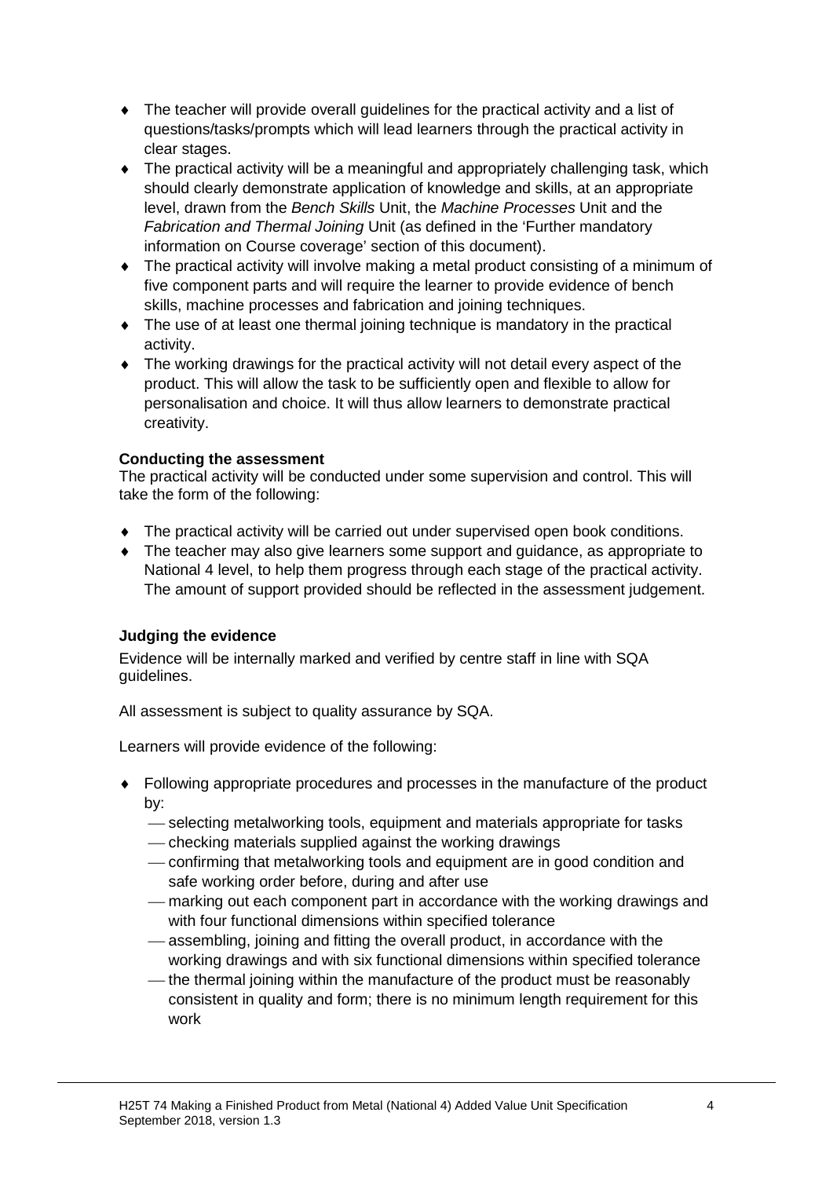- The teacher will provide overall guidelines for the practical activity and a list of questions/tasks/prompts which will lead learners through the practical activity in clear stages.
- The practical activity will be a meaningful and appropriately challenging task, which should clearly demonstrate application of knowledge and skills, at an appropriate level, drawn from the *Bench Skills* Unit, the *Machine Processes* Unit and the *Fabrication and Thermal Joining* Unit (as defined in the 'Further mandatory information on Course coverage' section of this document).
- The practical activity will involve making a metal product consisting of a minimum of five component parts and will require the learner to provide evidence of bench skills, machine processes and fabrication and joining techniques.
- The use of at least one thermal joining technique is mandatory in the practical activity.
- The working drawings for the practical activity will not detail every aspect of the product. This will allow the task to be sufficiently open and flexible to allow for personalisation and choice. It will thus allow learners to demonstrate practical creativity.

**Conducting the assessment**

The practical activity will be conducted under some supervision and control. This will take the form of the following:

- The practical activity will be carried out under supervised open book conditions.
- The teacher may also give learners some support and guidance, as appropriate to National 4 level, to help them progress through each stage of the practical activity. The amount of support provided should be reflected in the assessment judgement.

**Judging the evidence**

Evidence will be internally marked and verified by centre staff in line with SQA guidelines.

All assessment is subject to quality assurance by SQA.

Learners will provide evidence of the following:

- Following appropriate procedures and processes in the manufacture of the product by:
  - selecting metalworking tools, equipment and materials appropriate for tasks
  - checking materials supplied against the working drawings
  - confirming that metalworking tools and equipment are in good condition and safe working order before, during and after use
  - marking out each component part in accordance with the working drawings and with four functional dimensions within specified tolerance
  - assembling, joining and fitting the overall product, in accordance with the working drawings and with six functional dimensions within specified tolerance
  - the thermal joining within the manufacture of the product must be reasonably consistent in quality and form; there is no minimum length requirement for this work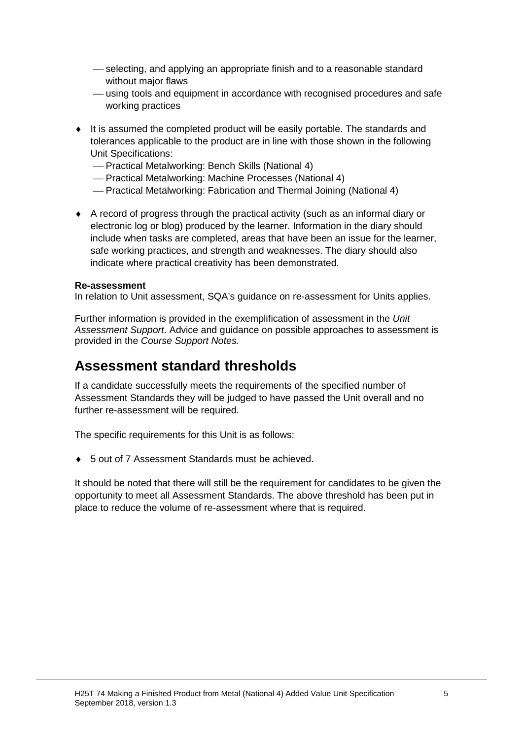- selecting, and applying an appropriate finish and to a reasonable standard without major flaws
  - using tools and equipment in accordance with recognised procedures and safe working practices

- It is assumed the completed product will be easily portable. The standards and tolerances applicable to the product are in line with those shown in the following Unit Specifications:
  - Practical Metalworking: Bench Skills (National 4)
  - Practical Metalworking: Machine Processes (National 4)
  - Practical Metalworking: Fabrication and Thermal Joining (National 4)

- A record of progress through the practical activity (such as an informal diary or electronic log or blog) produced by the learner. Information in the diary should include when tasks are completed, areas that have been an issue for the learner, safe working practices, and strength and weaknesses. The diary should also indicate where practical creativity has been demonstrated.

**Re-assessment**

In relation to Unit assessment, SQA's guidance on re-assessment for Units applies.

Further information is provided in the exemplification of assessment in the *Unit Assessment Support*. Advice and guidance on possible approaches to assessment is provided in the *Course Support Notes.*

## Assessment standard thresholds

If a candidate successfully meets the requirements of the specified number of Assessment Standards they will be judged to have passed the Unit overall and no further re-assessment will be required.

The specific requirements for this Unit is as follows:

- 5 out of 7 Assessment Standards must be achieved.

It should be noted that there will still be the requirement for candidates to be given the opportunity to meet all Assessment Standards. The above threshold has been put in place to reduce the volume of re-assessment where that is required.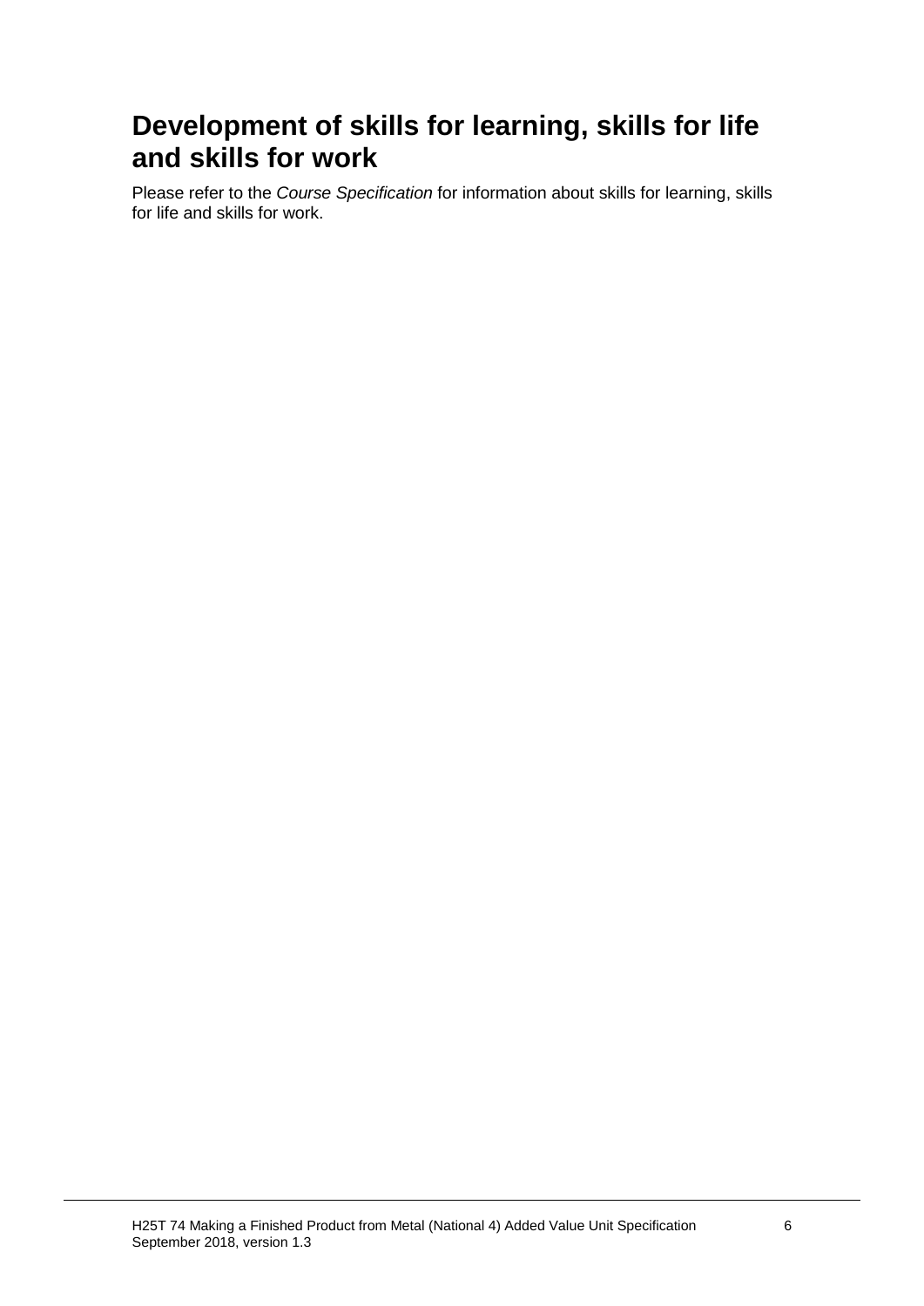# Development of skills for learning, skills for life and skills for work

Please refer to the *Course Specification* for information about skills for learning, skills for life and skills for work.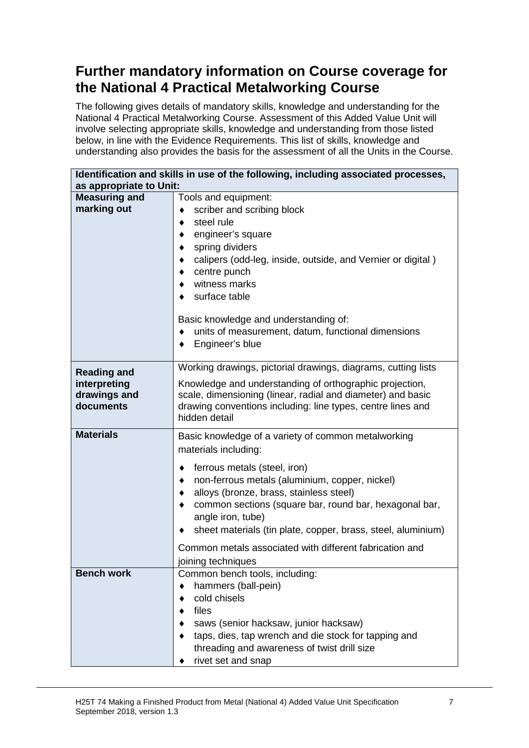## Further mandatory information on Course coverage for the National 4 Practical Metalworking Course

The following gives details of mandatory skills, knowledge and understanding for the National 4 Practical Metalworking Course. Assessment of this Added Value Unit will involve selecting appropriate skills, knowledge and understanding from those listed below, in line with the Evidence Requirements. This list of skills, knowledge and understanding also provides the basis for the assessment of all the Units in the Course.

| **Identification and skills in use of the following, including associated processes, as appropriate to Unit:** | |
|---|---|
| **Measuring and marking out** | Tools and equipment:<br>♦ scriber and scribing block<br>♦ steel rule<br>♦ engineer's square<br>♦ spring dividers<br>♦ calipers (odd-leg, inside, outside, and Vernier or digital )<br>♦ centre punch<br>♦ witness marks<br>♦ surface table<br><br>Basic knowledge and understanding of:<br>♦ units of measurement, datum, functional dimensions<br>♦ Engineer's blue |
| **Reading and interpreting drawings and documents** | Working drawings, pictorial drawings, diagrams, cutting lists<br><br>Knowledge and understanding of orthographic projection, scale, dimensioning (linear, radial and diameter) and basic drawing conventions including: line types, centre lines and hidden detail |
| **Materials** | Basic knowledge of a variety of common metalworking materials including:<br><br>♦ ferrous metals (steel, iron)<br>♦ non-ferrous metals (aluminium, copper, nickel)<br>♦ alloys (bronze, brass, stainless steel)<br>♦ common sections (square bar, round bar, hexagonal bar, angle iron, tube)<br>♦ sheet materials (tin plate, copper, brass, steel, aluminium)<br><br>Common metals associated with different fabrication and joining techniques |
| **Bench work** | Common bench tools, including:<br>♦ hammers (ball-pein)<br>♦ cold chisels<br>♦ files<br>♦ saws (senior hacksaw, junior hacksaw)<br>♦ taps, dies, tap wrench and die stock for tapping and threading and awareness of twist drill size<br>♦ rivet set and snap |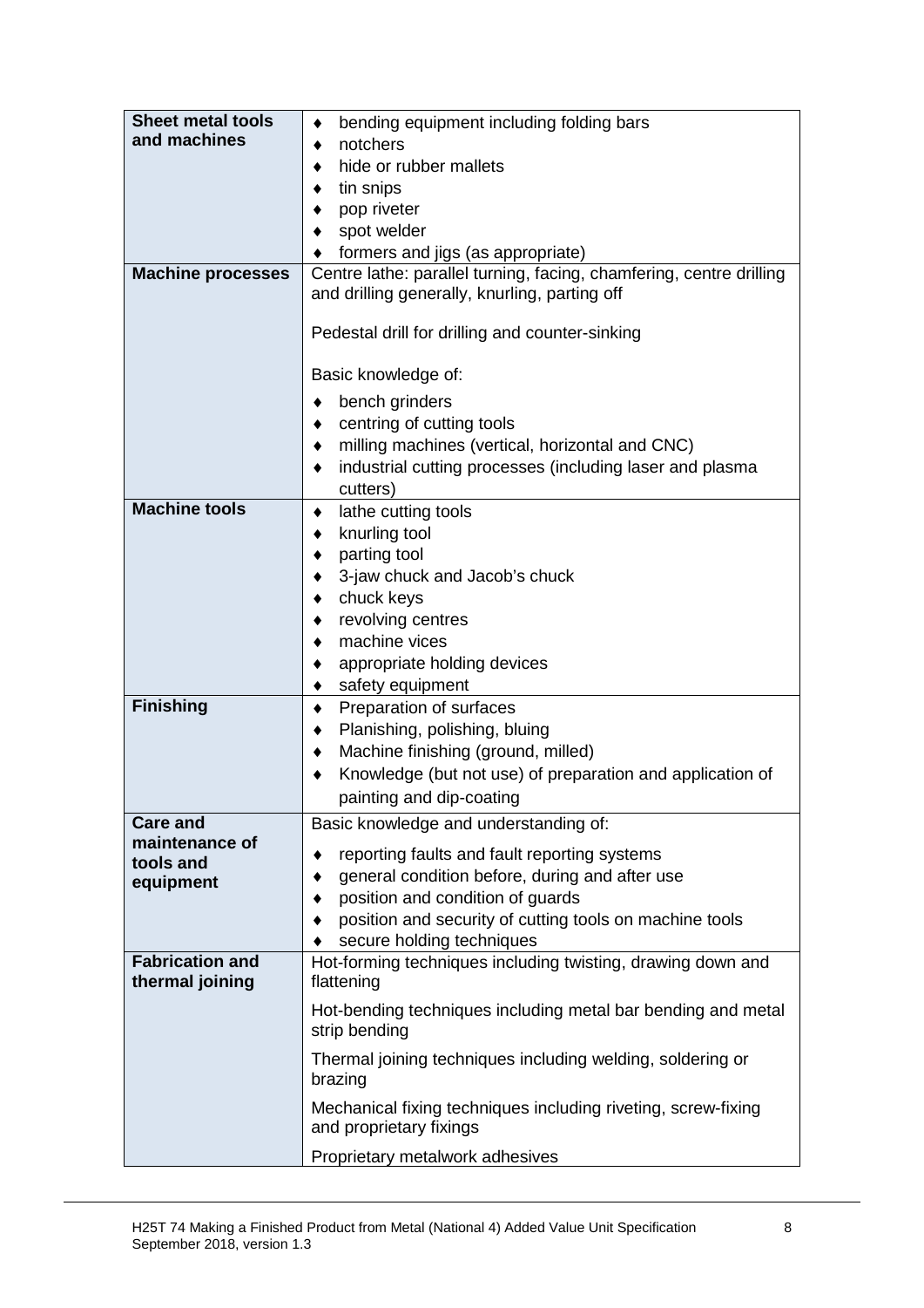| | |
|---|---|
| **Sheet metal tools and machines** | ♦ bending equipment including folding bars<br>♦ notchers<br>♦ hide or rubber mallets<br>♦ tin snips<br>♦ pop riveter<br>♦ spot welder<br>♦ formers and jigs (as appropriate) |
| **Machine processes** | Centre lathe: parallel turning, facing, chamfering, centre drilling and drilling generally, knurling, parting off<br><br>Pedestal drill for drilling and counter-sinking<br><br>Basic knowledge of:<br>♦ bench grinders<br>♦ centring of cutting tools<br>♦ milling machines (vertical, horizontal and CNC)<br>♦ industrial cutting processes (including laser and plasma cutters) |
| **Machine tools** | ♦ lathe cutting tools<br>♦ knurling tool<br>♦ parting tool<br>♦ 3-jaw chuck and Jacob's chuck<br>♦ chuck keys<br>♦ revolving centres<br>♦ machine vices<br>♦ appropriate holding devices<br>♦ safety equipment |
| **Finishing** | ♦ Preparation of surfaces<br>♦ Planishing, polishing, bluing<br>♦ Machine finishing (ground, milled)<br>♦ Knowledge (but not use) of preparation and application of painting and dip-coating |
| **Care and maintenance of tools and equipment** | Basic knowledge and understanding of:<br>♦ reporting faults and fault reporting systems<br>♦ general condition before, during and after use<br>♦ position and condition of guards<br>♦ position and security of cutting tools on machine tools<br>♦ secure holding techniques |
| **Fabrication and thermal joining** | Hot-forming techniques including twisting, drawing down and flattening<br><br>Hot-bending techniques including metal bar bending and metal strip bending<br><br>Thermal joining techniques including welding, soldering or brazing<br><br>Mechanical fixing techniques including riveting, screw-fixing and proprietary fixings<br><br>Proprietary metalwork adhesives |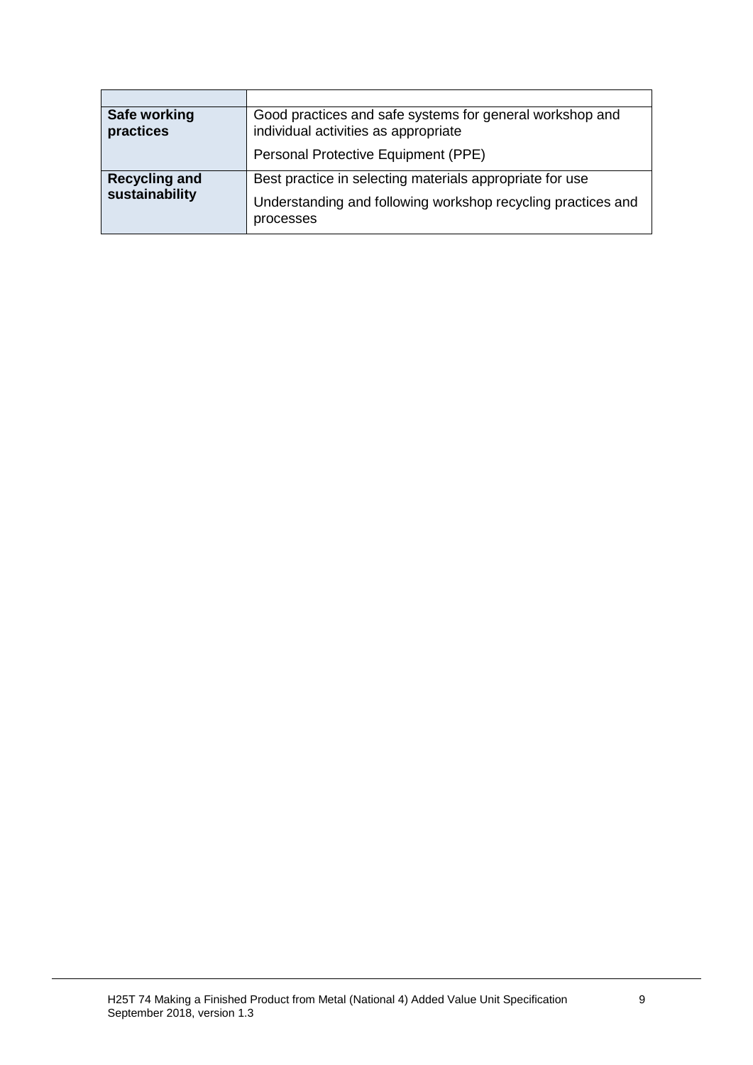| | |
|---|---|
| **Safe working practices** | Good practices and safe systems for general workshop and individual activities as appropriate<br><br>Personal Protective Equipment (PPE) |
| **Recycling and sustainability** | Best practice in selecting materials appropriate for use<br><br>Understanding and following workshop recycling practices and processes |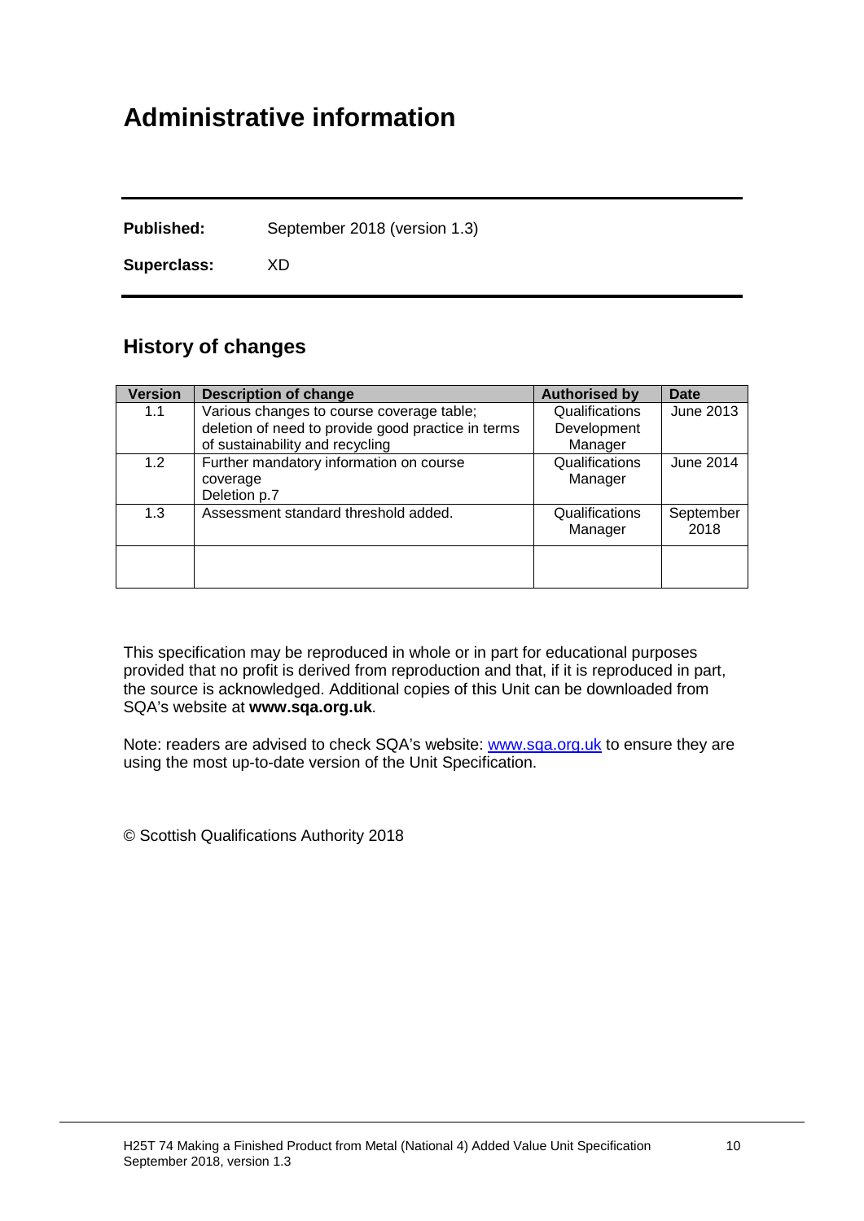# Administrative information

**Published:** September 2018 (version 1.3)

**Superclass:** XD

## History of changes

| Version | Description of change | Authorised by | Date |
|---|---|---|---|
| 1.1 | Various changes to course coverage table; deletion of need to provide good practice in terms of sustainability and recycling | Qualifications Development Manager | June 2013 |
| 1.2 | Further mandatory information on course coverage<br>Deletion p.7 | Qualifications Manager | June 2014 |
| 1.3 | Assessment standard threshold added. | Qualifications Manager | September 2018 |
| | | | |

This specification may be reproduced in whole or in part for educational purposes provided that no profit is derived from reproduction and that, if it is reproduced in part, the source is acknowledged. Additional copies of this Unit can be downloaded from SQA's website at **www.sqa.org.uk**.

Note: readers are advised to check SQA's website: www.sqa.org.uk to ensure they are using the most up-to-date version of the Unit Specification.

© Scottish Qualifications Authority 2018